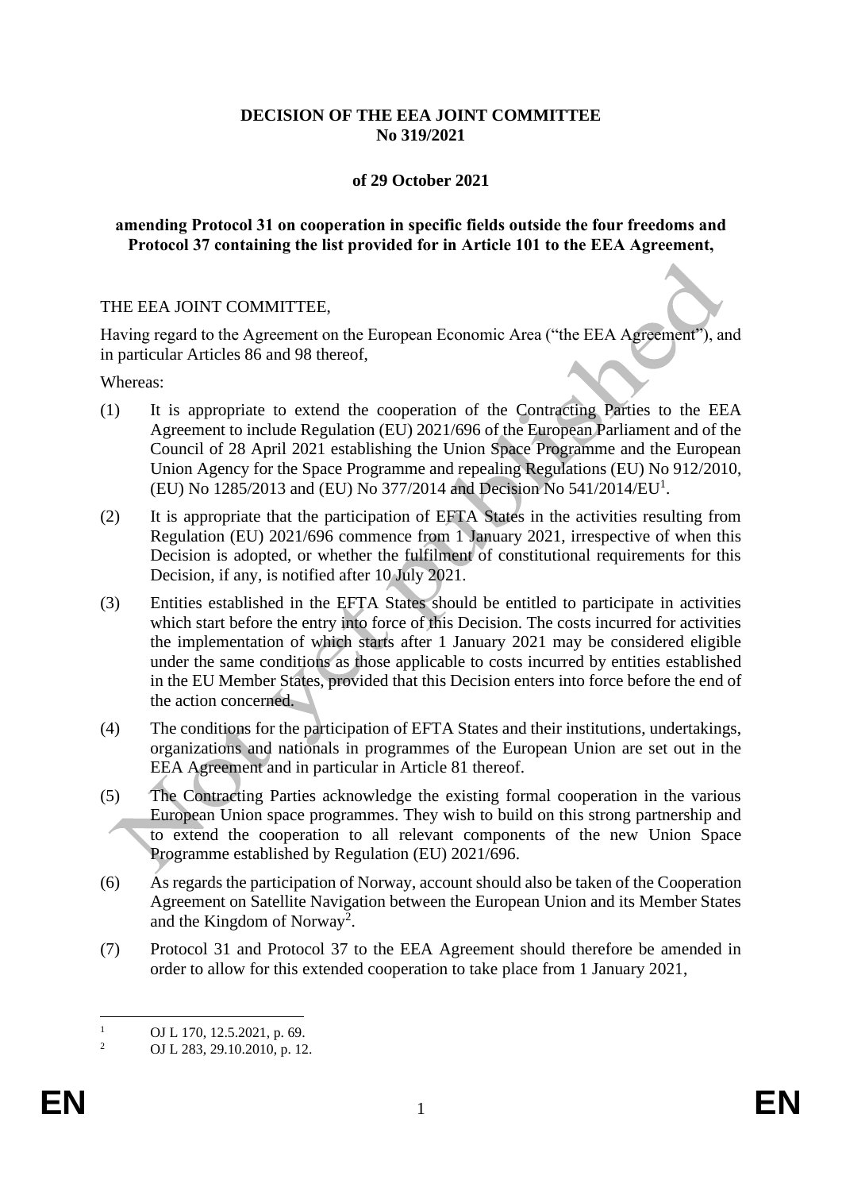**DECISION OF THE EEA JOINT COMMITTEE**
**No 319/2021**

**of 29 October 2021**

**amending Protocol 31 on cooperation in specific fields outside the four freedoms and Protocol 37 containing the list provided for in Article 101 to the EEA Agreement,**

THE EEA JOINT COMMITTEE,

Having regard to the Agreement on the European Economic Area ("the EEA Agreement"), and in particular Articles 86 and 98 thereof,

Whereas:

(1) It is appropriate to extend the cooperation of the Contracting Parties to the EEA Agreement to include Regulation (EU) 2021/696 of the European Parliament and of the Council of 28 April 2021 establishing the Union Space Programme and the European Union Agency for the Space Programme and repealing Regulations (EU) No 912/2010, (EU) No 1285/2013 and (EU) No 377/2014 and Decision No 541/2014/EU[1].

(2) It is appropriate that the participation of EFTA States in the activities resulting from Regulation (EU) 2021/696 commence from 1 January 2021, irrespective of when this Decision is adopted, or whether the fulfilment of constitutional requirements for this Decision, if any, is notified after 10 July 2021.

(3) Entities established in the EFTA States should be entitled to participate in activities which start before the entry into force of this Decision. The costs incurred for activities the implementation of which starts after 1 January 2021 may be considered eligible under the same conditions as those applicable to costs incurred by entities established in the EU Member States, provided that this Decision enters into force before the end of the action concerned.

(4) The conditions for the participation of EFTA States and their institutions, undertakings, organizations and nationals in programmes of the European Union are set out in the EEA Agreement and in particular in Article 81 thereof.

(5) The Contracting Parties acknowledge the existing formal cooperation in the various European Union space programmes. They wish to build on this strong partnership and to extend the cooperation to all relevant components of the new Union Space Programme established by Regulation (EU) 2021/696.

(6) As regards the participation of Norway, account should also be taken of the Cooperation Agreement on Satellite Navigation between the European Union and its Member States and the Kingdom of Norway[2].

(7) Protocol 31 and Protocol 37 to the EEA Agreement should therefore be amended in order to allow for this extended cooperation to take place from 1 January 2021,

---

[1] OJ L 170, 12.5.2021, p. 69.
[2] OJ L 283, 29.10.2010, p. 12.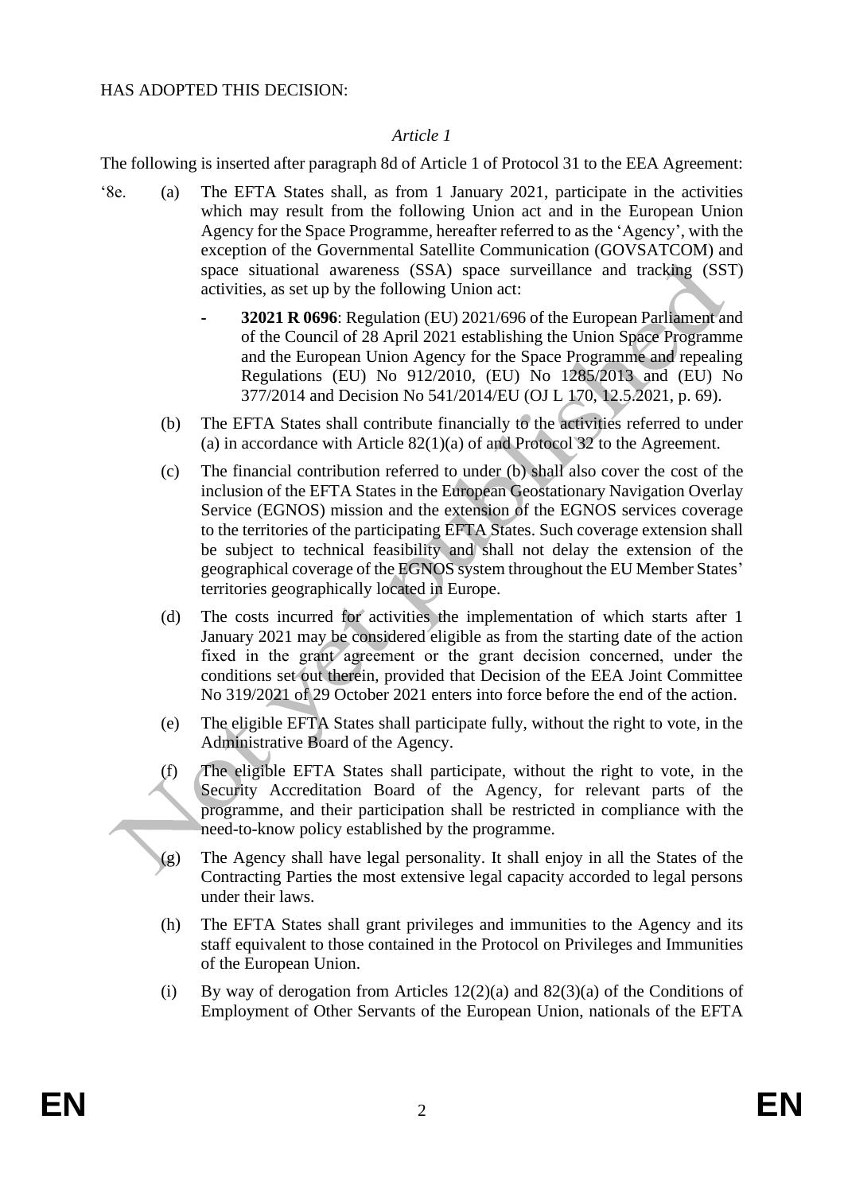HAS ADOPTED THIS DECISION:

*Article 1*

The following is inserted after paragraph 8d of Article 1 of Protocol 31 to the EEA Agreement:

'8e. (a) The EFTA States shall, as from 1 January 2021, participate in the activities which may result from the following Union act and in the European Union Agency for the Space Programme, hereafter referred to as the 'Agency', with the exception of the Governmental Satellite Communication (GOVSATCOM) and space situational awareness (SSA) space surveillance and tracking (SST) activities, as set up by the following Union act:

- **32021 R 0696**: Regulation (EU) 2021/696 of the European Parliament and of the Council of 28 April 2021 establishing the Union Space Programme and the European Union Agency for the Space Programme and repealing Regulations (EU) No 912/2010, (EU) No 1285/2013 and (EU) No 377/2014 and Decision No 541/2014/EU (OJ L 170, 12.5.2021, p. 69).

(b) The EFTA States shall contribute financially to the activities referred to under (a) in accordance with Article 82(1)(a) of and Protocol 32 to the Agreement.

(c) The financial contribution referred to under (b) shall also cover the cost of the inclusion of the EFTA States in the European Geostationary Navigation Overlay Service (EGNOS) mission and the extension of the EGNOS services coverage to the territories of the participating EFTA States. Such coverage extension shall be subject to technical feasibility and shall not delay the extension of the geographical coverage of the EGNOS system throughout the EU Member States' territories geographically located in Europe.

(d) The costs incurred for activities the implementation of which starts after 1 January 2021 may be considered eligible as from the starting date of the action fixed in the grant agreement or the grant decision concerned, under the conditions set out therein, provided that Decision of the EEA Joint Committee No 319/2021 of 29 October 2021 enters into force before the end of the action.

(e) The eligible EFTA States shall participate fully, without the right to vote, in the Administrative Board of the Agency.

(f) The eligible EFTA States shall participate, without the right to vote, in the Security Accreditation Board of the Agency, for relevant parts of the programme, and their participation shall be restricted in compliance with the need-to-know policy established by the programme.

(g) The Agency shall have legal personality. It shall enjoy in all the States of the Contracting Parties the most extensive legal capacity accorded to legal persons under their laws.

(h) The EFTA States shall grant privileges and immunities to the Agency and its staff equivalent to those contained in the Protocol on Privileges and Immunities of the European Union.

(i) By way of derogation from Articles 12(2)(a) and 82(3)(a) of the Conditions of Employment of Other Servants of the European Union, nationals of the EFTA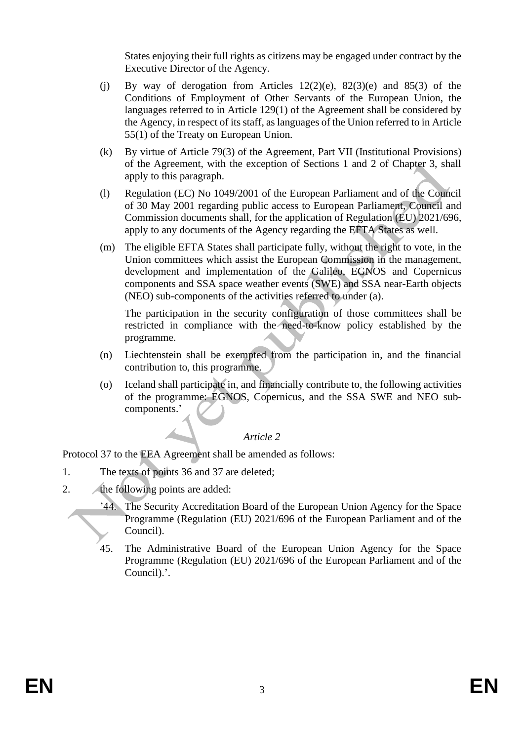States enjoying their full rights as citizens may be engaged under contract by the Executive Director of the Agency.

(j) By way of derogation from Articles 12(2)(e), 82(3)(e) and 85(3) of the Conditions of Employment of Other Servants of the European Union, the languages referred to in Article 129(1) of the Agreement shall be considered by the Agency, in respect of its staff, as languages of the Union referred to in Article 55(1) of the Treaty on European Union.

(k) By virtue of Article 79(3) of the Agreement, Part VII (Institutional Provisions) of the Agreement, with the exception of Sections 1 and 2 of Chapter 3, shall apply to this paragraph.

(l) Regulation (EC) No 1049/2001 of the European Parliament and of the Council of 30 May 2001 regarding public access to European Parliament, Council and Commission documents shall, for the application of Regulation (EU) 2021/696, apply to any documents of the Agency regarding the EFTA States as well.

(m) The eligible EFTA States shall participate fully, without the right to vote, in the Union committees which assist the European Commission in the management, development and implementation of the Galileo, EGNOS and Copernicus components and SSA space weather events (SWE) and SSA near-Earth objects (NEO) sub-components of the activities referred to under (a).

The participation in the security configuration of those committees shall be restricted in compliance with the need-to-know policy established by the programme.

(n) Liechtenstein shall be exempted from the participation in, and the financial contribution to, this programme.

(o) Iceland shall participate in, and financially contribute to, the following activities of the programme: EGNOS, Copernicus, and the SSA SWE and NEO sub-components.'

*Article 2*

Protocol 37 to the EEA Agreement shall be amended as follows:

1. The texts of points 36 and 37 are deleted;

2. the following points are added:

'44. The Security Accreditation Board of the European Union Agency for the Space Programme (Regulation (EU) 2021/696 of the European Parliament and of the Council).

45. The Administrative Board of the European Union Agency for the Space Programme (Regulation (EU) 2021/696 of the European Parliament and of the Council).'.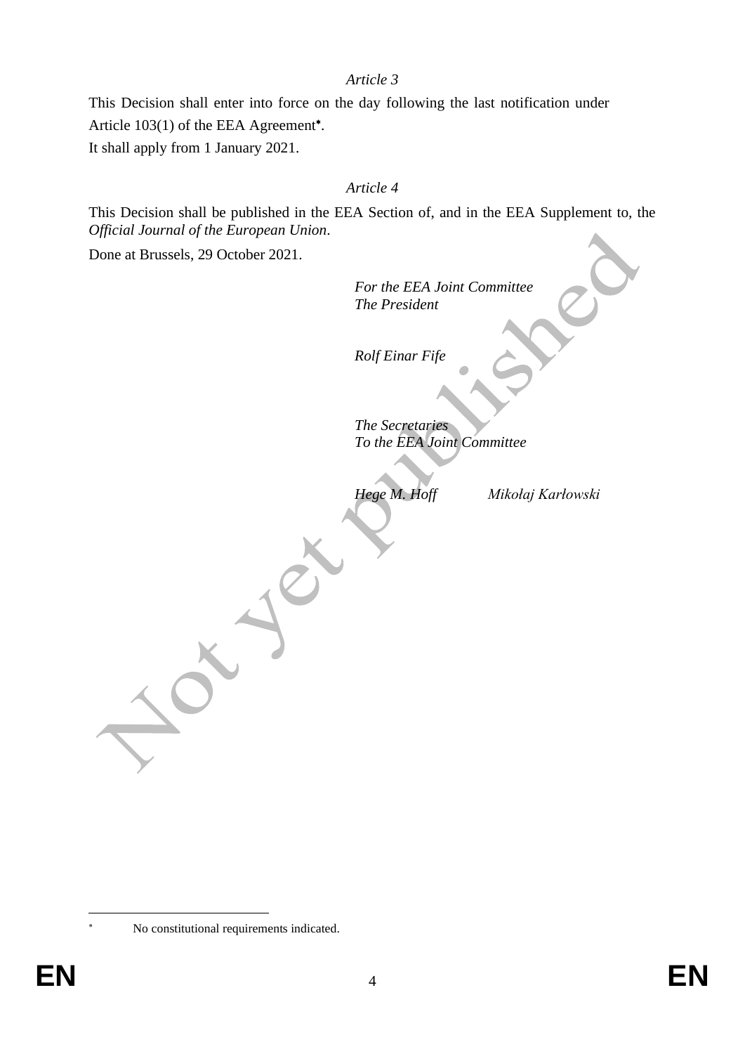*Article 3*

This Decision shall enter into force on the day following the last notification under Article 103(1) of the EEA Agreement*.

It shall apply from 1 January 2021.

*Article 4*

This Decision shall be published in the EEA Section of, and in the EEA Supplement to, the *Official Journal of the European Union*.

Done at Brussels, 29 October 2021.

*For the EEA Joint Committee*
*The President*

*Rolf Einar Fife*

*The Secretaries*
*To the EEA Joint Committee*

*Hege M. Hoff* *Mikołaj Karłowski*

---

\* No constitutional requirements indicated.